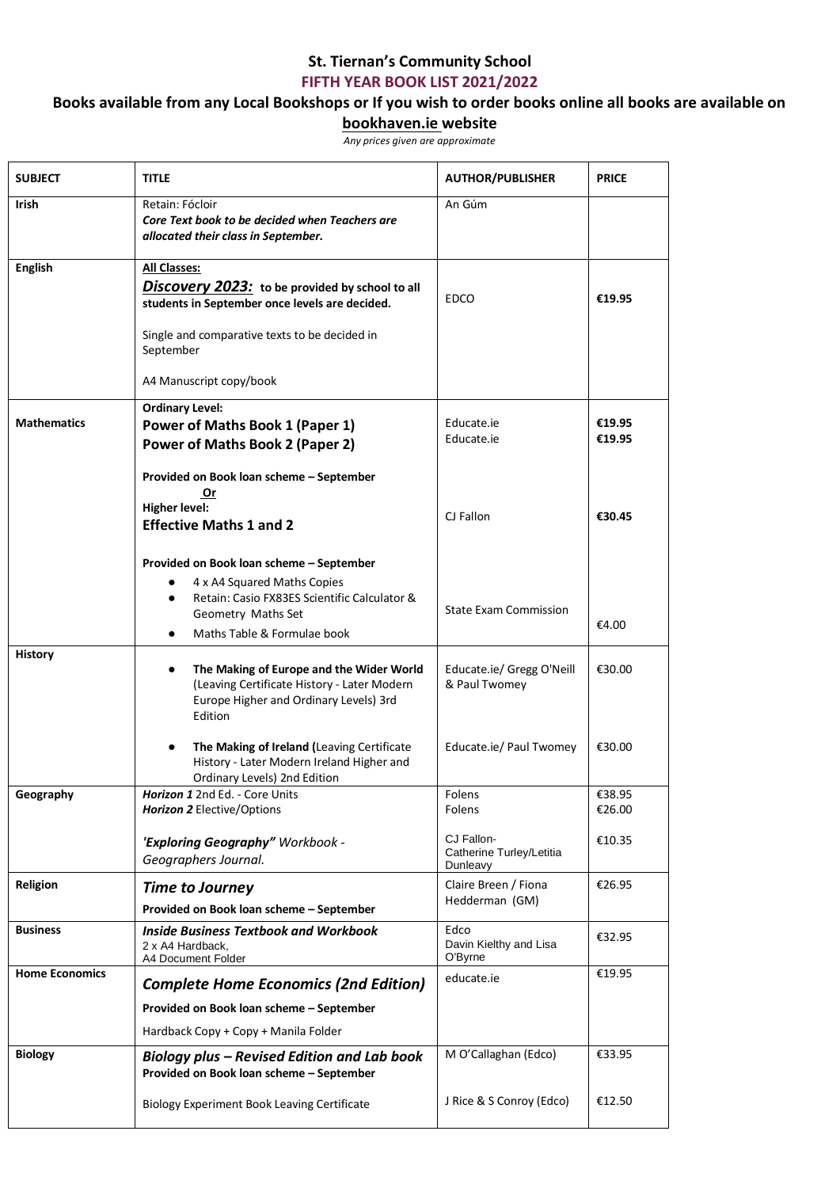# St. Tiernan's Community School

## FIFTH YEAR BOOK LIST 2021/2022

### Books available from any Local Bookshops or If you wish to order books online all books are available on bookhaven.ie website

*Any prices given are approximate*

| SUBJECT | TITLE | AUTHOR/PUBLISHER | PRICE |
|---|---|---|---|
| **Irish** | Retain: Fócloir<br>***Core Text book to be decided when Teachers are allocated their class in September.*** | An Gúm | |
| **English** | **All Classes:**<br>***Discovery 2023:*** **to be provided by school to all students in September once levels are decided.**<br><br>Single and comparative texts to be decided in September<br><br>A4 Manuscript copy/book | EDCO | **€19.95** |
| **Mathematics** | **Ordinary Level:**<br>**Power of Maths Book 1 (Paper 1)**<br>**Power of Maths Book 2 (Paper 2)**<br><br>**Provided on Book loan scheme – September**<br>**Or**<br>**Higher level:**<br>**Effective Maths 1 and 2**<br><br>**Provided on Book loan scheme – September**<br>• 4 x A4 Squared Maths Copies<br>• Retain: Casio FX83ES Scientific Calculator & Geometry Maths Set<br>• Maths Table & Formulae book | Educate.ie<br>Educate.ie<br><br>CJ Fallon<br><br>State Exam Commission | **€19.95**<br>**€19.95**<br><br>**€30.45**<br><br>€4.00 |
| **History** | • **The Making of Europe and the Wider World** (Leaving Certificate History - Later Modern Europe Higher and Ordinary Levels) 3rd Edition<br><br>• **The Making of Ireland (**Leaving Certificate History - Later Modern Ireland Higher and Ordinary Levels) 2nd Edition | Educate.ie/ Gregg O'Neill & Paul Twomey<br><br>Educate.ie/ Paul Twomey | €30.00<br><br>€30.00 |
| **Geography** | ***Horizon 1*** 2nd Ed. - Core Units<br>***Horizon 2*** Elective/Options<br><br>*'Exploring Geography" Workbook - Geographers Journal.* | Folens<br>Folens<br><br>CJ Fallon- Catherine Turley/Letitia Dunleavy | €38.95<br>€26.00<br><br>€10.35 |
| **Religion** | ***Time to Journey***<br>**Provided on Book loan scheme – September** | Claire Breen / Fiona Hedderman (GM) | €26.95 |
| **Business** | ***Inside Business Textbook and Workbook***<br>2 x A4 Hardback,<br>A4 Document Folder | Edco<br>Davin Kielthy and Lisa O'Byrne | €32.95 |
| **Home Economics** | ***Complete Home Economics (2nd Edition)***<br>**Provided on Book loan scheme – September**<br>Hardback Copy + Copy + Manila Folder | educate.ie | €19.95 |
| **Biology** | ***Biology plus – Revised Edition and Lab book***<br>**Provided on Book loan scheme – September**<br><br>Biology Experiment Book Leaving Certificate | M O'Callaghan (Edco)<br><br>J Rice & S Conroy (Edco) | €33.95<br><br>€12.50 |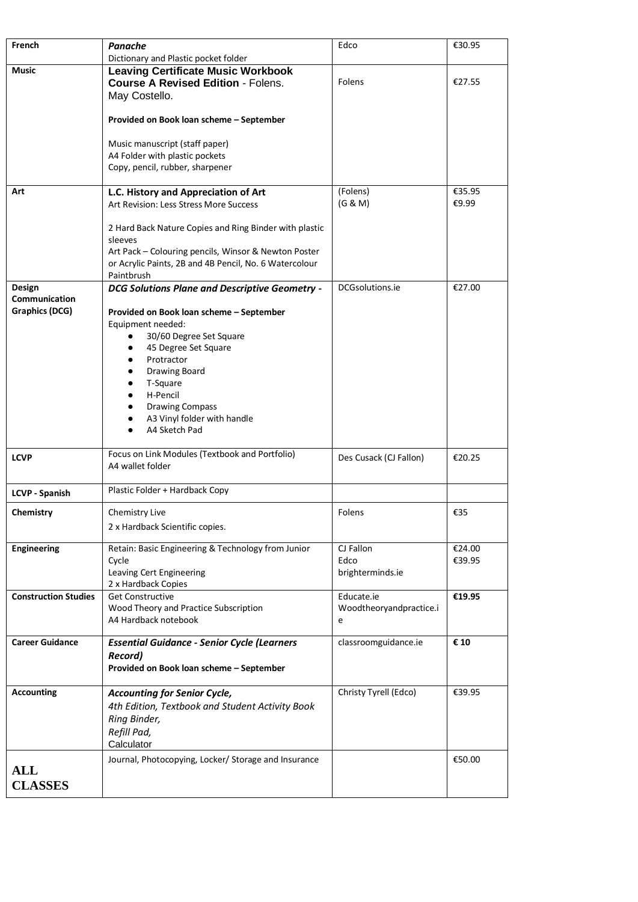| French | ***Panache***<br>Dictionary and Plastic pocket folder | Edco | €30.95 |
|---|---|---|---|
| **Music** | **Leaving Certificate Music Workbook Course A Revised Edition** - Folens. May Costello.<br><br>**Provided on Book loan scheme – September**<br><br>Music manuscript (staff paper)<br>A4 Folder with plastic pockets<br>Copy, pencil, rubber, sharpener | Folens | €27.55 |
| **Art** | **L.C. History and Appreciation of Art**<br>Art Revision: Less Stress More Success<br><br>2 Hard Back Nature Copies and Ring Binder with plastic sleeves<br>Art Pack – Colouring pencils, Winsor & Newton Poster or Acrylic Paints, 2B and 4B Pencil, No. 6 Watercolour Paintbrush | (Folens)<br>(G & M) | €35.95<br>€9.99 |
| **Design Communication Graphics (DCG)** | ***DCG Solutions Plane and Descriptive Geometry -***<br><br>**Provided on Book loan scheme – September**<br>Equipment needed:<br>• 30/60 Degree Set Square<br>• 45 Degree Set Square<br>• Protractor<br>• Drawing Board<br>• T-Square<br>• H-Pencil<br>• Drawing Compass<br>• A3 Vinyl folder with handle<br>• A4 Sketch Pad | DCGsolutions.ie | €27.00 |
| **LCVP** | Focus on Link Modules (Textbook and Portfolio)<br>A4 wallet folder | Des Cusack (CJ Fallon) | €20.25 |
| **LCVP - Spanish** | Plastic Folder + Hardback Copy | | |
| **Chemistry** | Chemistry Live<br>2 x Hardback Scientific copies. | Folens | €35 |
| **Engineering** | Retain: Basic Engineering & Technology from Junior Cycle<br>Leaving Cert Engineering<br>2 x Hardback Copies | CJ Fallon<br>Edco<br>brighterminds.ie | €24.00<br>€39.95 |
| **Construction Studies** | Get Constructive<br>Wood Theory and Practice Subscription<br>A4 Hardback notebook | Educate.ie<br>Woodtheoryandpractice.ie | **€19.95** |
| **Career Guidance** | ***Essential Guidance - Senior Cycle (Learners Record)***<br>**Provided on Book loan scheme – September** | classroomguidance.ie | **€ 10** |
| **Accounting** | ***Accounting for Senior Cycle,***<br>*4th Edition, Textbook and Student Activity Book*<br>*Ring Binder,*<br>*Refill Pad,*<br>Calculator | Christy Tyrell (Edco) | €39.95 |
| **ALL CLASSES** | Journal, Photocopying, Locker/ Storage and Insurance | | €50.00 |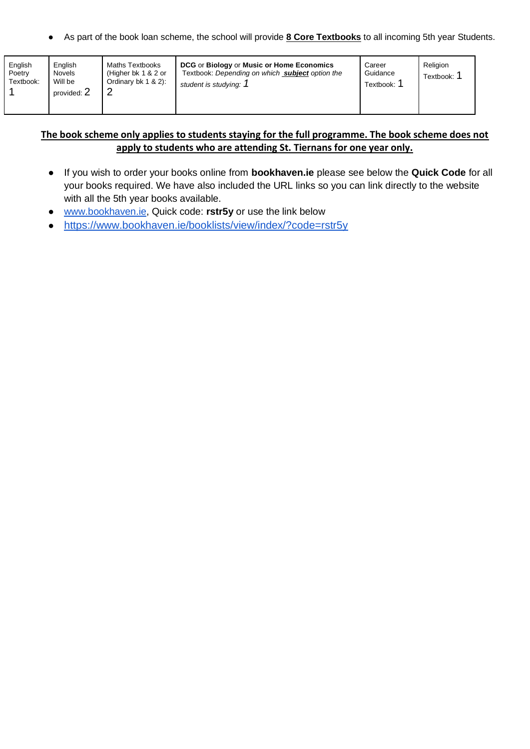- As part of the book loan scheme, the school will provide **8 Core Textbooks** to all incoming 5th year Students.

| | | | | | |
|---|---|---|---|---|---|
| English Poetry Textbook: 1 | English Novels Will be provided: 2 | Maths Textbooks (Higher bk 1 & 2 or Ordinary bk 1 & 2): 2 | **DCG** or **Biology** or **Music or Home Economics** Textbook: *Depending on which **subject** option the student is studying: 1* | Career Guidance Textbook: 1 | Religion Textbook: 1 |

**The book scheme only applies to students staying for the full programme. The book scheme does not apply to students who are attending St. Tiernans for one year only.**

- If you wish to order your books online from **bookhaven.ie** please see below the **Quick Code** for all your books required. We have also included the URL links so you can link directly to the website with all the 5th year books available.
- www.bookhaven.ie, Quick code: **rstr5y** or use the link below
- https://www.bookhaven.ie/booklists/view/index/?code=rstr5y